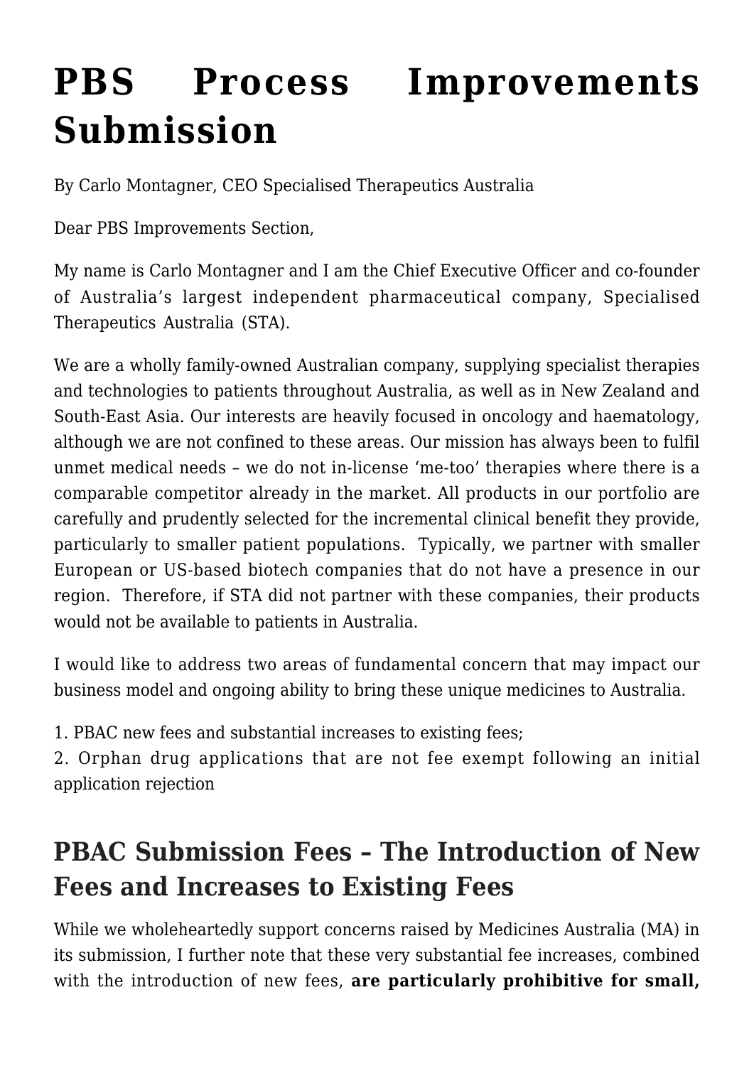# PBS Process Improvements Submission

By Carlo Montagner, CEO Specialised Therapeutics Australia

Dear PBS Improvements Section,

My name is Carlo Montagner and I am the Chief Executive Officer and co-founder of Australia's largest independent pharmaceutical company, Specialised Therapeutics Australia (STA).

We are a wholly family-owned Australian company, supplying specialist therapies and technologies to patients throughout Australia, as well as in New Zealand and South-East Asia. Our interests are heavily focused in oncology and haematology, although we are not confined to these areas. Our mission has always been to fulfil unmet medical needs – we do not in-license 'me-too' therapies where there is a comparable competitor already in the market. All products in our portfolio are carefully and prudently selected for the incremental clinical benefit they provide, particularly to smaller patient populations. Typically, we partner with smaller European or US-based biotech companies that do not have a presence in our region. Therefore, if STA did not partner with these companies, their products would not be available to patients in Australia.

I would like to address two areas of fundamental concern that may impact our business model and ongoing ability to bring these unique medicines to Australia.

1. PBAC new fees and substantial increases to existing fees;
2. Orphan drug applications that are not fee exempt following an initial application rejection

## PBAC Submission Fees – The Introduction of New Fees and Increases to Existing Fees

While we wholeheartedly support concerns raised by Medicines Australia (MA) in its submission, I further note that these very substantial fee increases, combined with the introduction of new fees, **are particularly prohibitive for small,**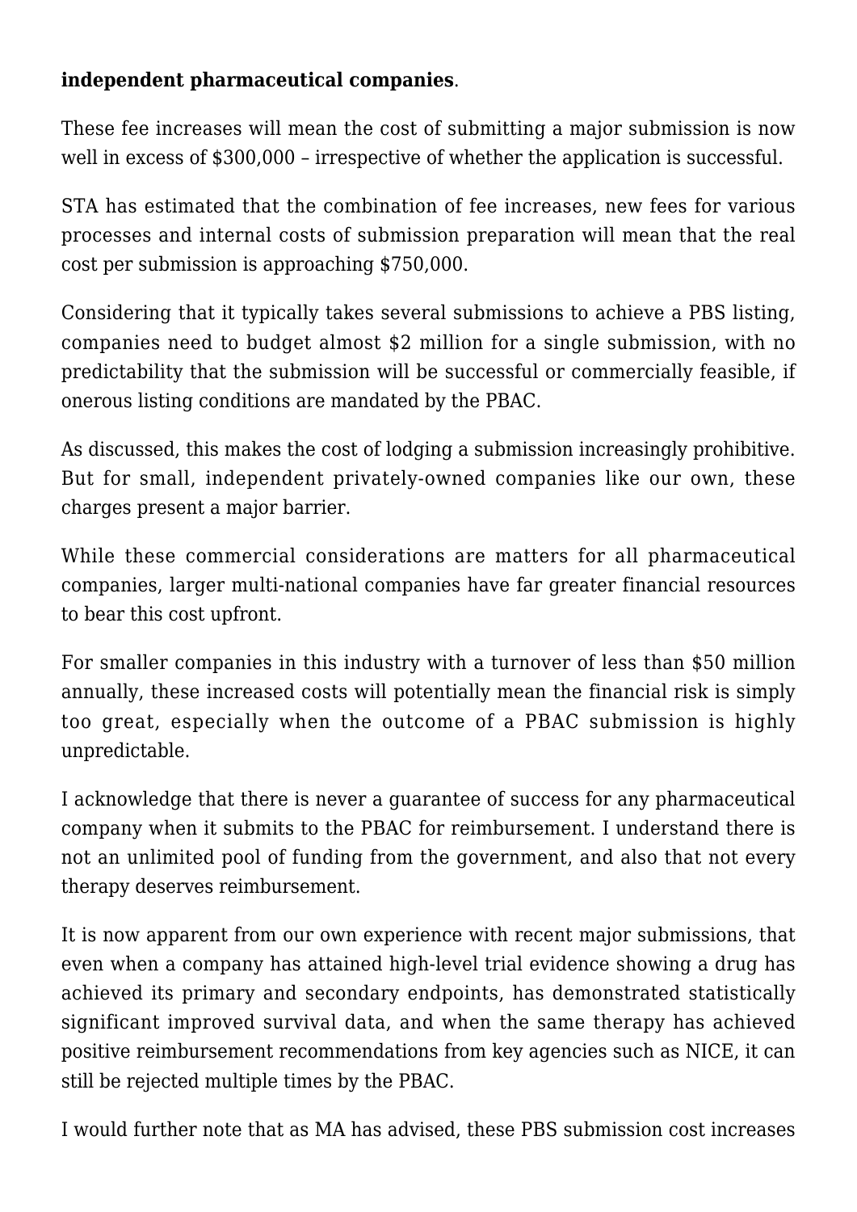**independent pharmaceutical companies**.

These fee increases will mean the cost of submitting a major submission is now well in excess of $300,000 – irrespective of whether the application is successful.

STA has estimated that the combination of fee increases, new fees for various processes and internal costs of submission preparation will mean that the real cost per submission is approaching $750,000.

Considering that it typically takes several submissions to achieve a PBS listing, companies need to budget almost $2 million for a single submission, with no predictability that the submission will be successful or commercially feasible, if onerous listing conditions are mandated by the PBAC.

As discussed, this makes the cost of lodging a submission increasingly prohibitive. But for small, independent privately-owned companies like our own, these charges present a major barrier.

While these commercial considerations are matters for all pharmaceutical companies, larger multi-national companies have far greater financial resources to bear this cost upfront.

For smaller companies in this industry with a turnover of less than $50 million annually, these increased costs will potentially mean the financial risk is simply too great, especially when the outcome of a PBAC submission is highly unpredictable.

I acknowledge that there is never a guarantee of success for any pharmaceutical company when it submits to the PBAC for reimbursement. I understand there is not an unlimited pool of funding from the government, and also that not every therapy deserves reimbursement.

It is now apparent from our own experience with recent major submissions, that even when a company has attained high-level trial evidence showing a drug has achieved its primary and secondary endpoints, has demonstrated statistically significant improved survival data, and when the same therapy has achieved positive reimbursement recommendations from key agencies such as NICE, it can still be rejected multiple times by the PBAC.

I would further note that as MA has advised, these PBS submission cost increases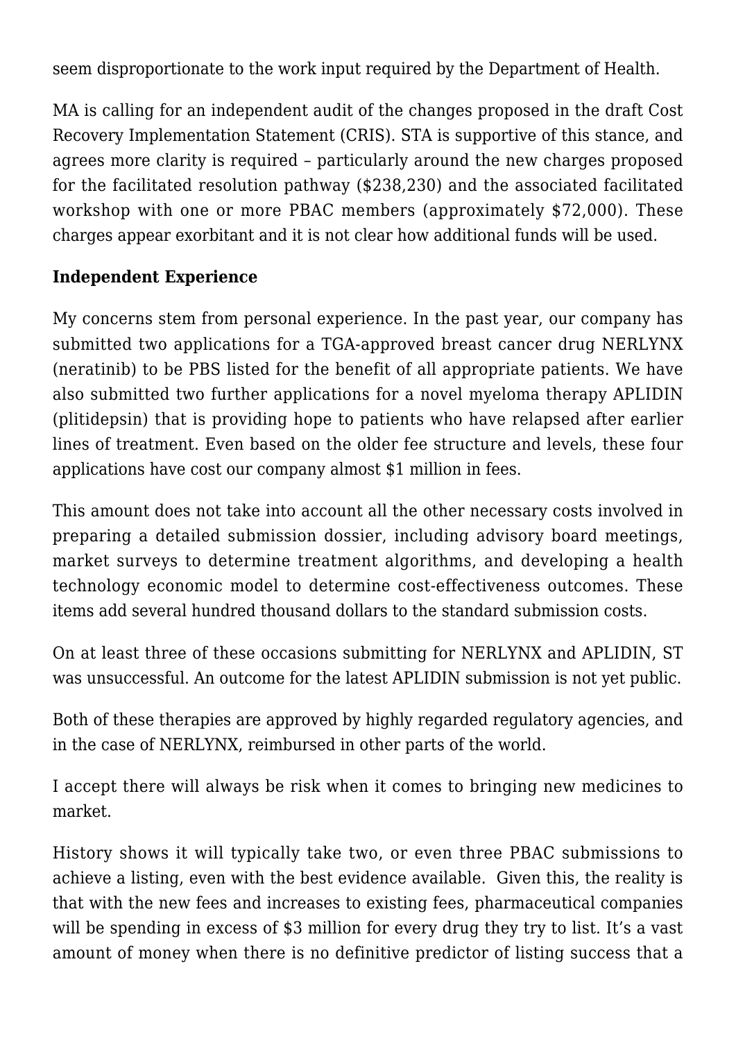seem disproportionate to the work input required by the Department of Health.

MA is calling for an independent audit of the changes proposed in the draft Cost Recovery Implementation Statement (CRIS). STA is supportive of this stance, and agrees more clarity is required – particularly around the new charges proposed for the facilitated resolution pathway ($238,230) and the associated facilitated workshop with one or more PBAC members (approximately $72,000). These charges appear exorbitant and it is not clear how additional funds will be used.

**Independent Experience**

My concerns stem from personal experience. In the past year, our company has submitted two applications for a TGA-approved breast cancer drug NERLYNX (neratinib) to be PBS listed for the benefit of all appropriate patients. We have also submitted two further applications for a novel myeloma therapy APLIDIN (plitidepsin) that is providing hope to patients who have relapsed after earlier lines of treatment. Even based on the older fee structure and levels, these four applications have cost our company almost $1 million in fees.

This amount does not take into account all the other necessary costs involved in preparing a detailed submission dossier, including advisory board meetings, market surveys to determine treatment algorithms, and developing a health technology economic model to determine cost-effectiveness outcomes. These items add several hundred thousand dollars to the standard submission costs.

On at least three of these occasions submitting for NERLYNX and APLIDIN, ST was unsuccessful. An outcome for the latest APLIDIN submission is not yet public.

Both of these therapies are approved by highly regarded regulatory agencies, and in the case of NERLYNX, reimbursed in other parts of the world.

I accept there will always be risk when it comes to bringing new medicines to market.

History shows it will typically take two, or even three PBAC submissions to achieve a listing, even with the best evidence available. Given this, the reality is that with the new fees and increases to existing fees, pharmaceutical companies will be spending in excess of $3 million for every drug they try to list. It's a vast amount of money when there is no definitive predictor of listing success that a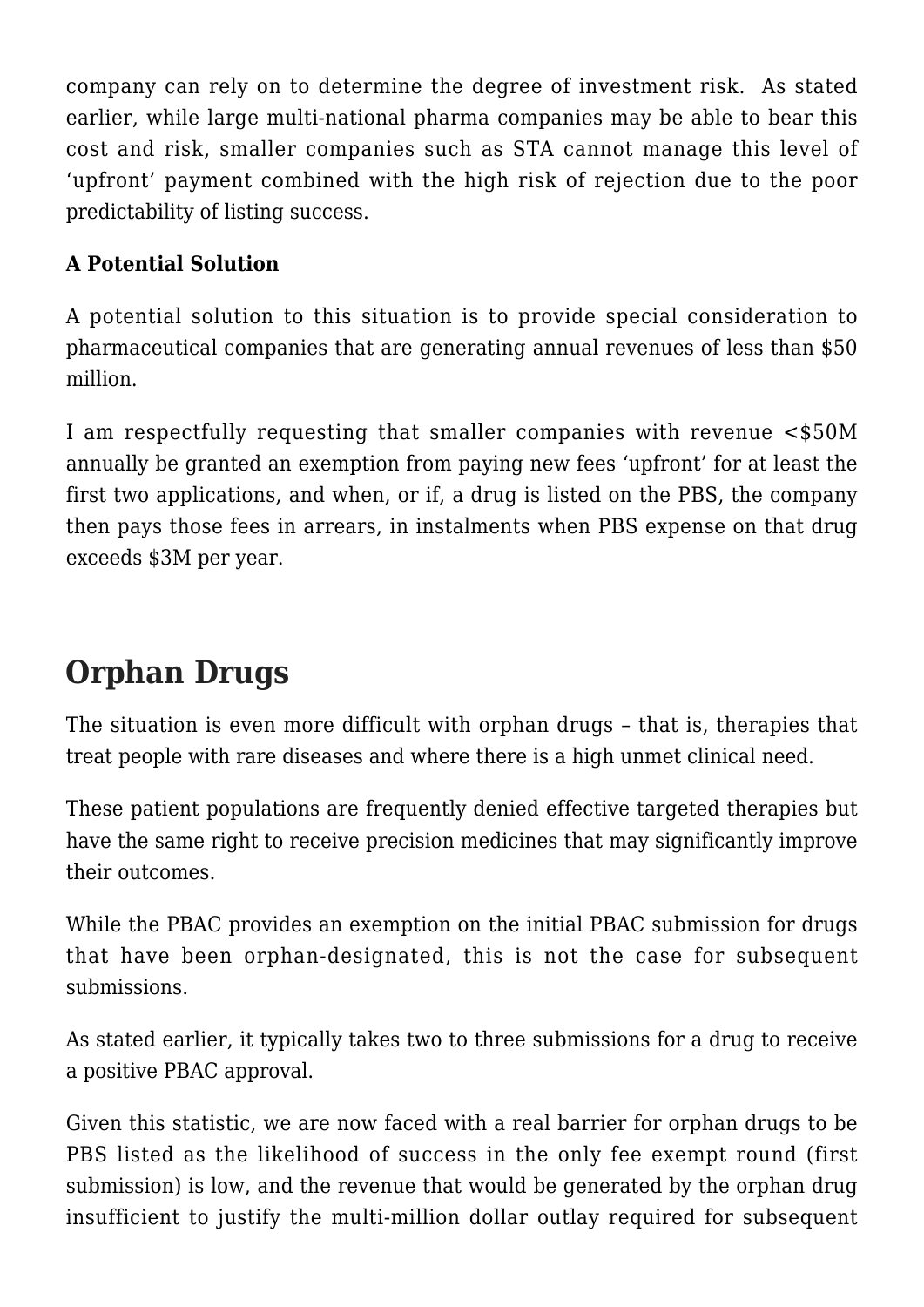company can rely on to determine the degree of investment risk. As stated earlier, while large multi-national pharma companies may be able to bear this cost and risk, smaller companies such as STA cannot manage this level of 'upfront' payment combined with the high risk of rejection due to the poor predictability of listing success.

**A Potential Solution**

A potential solution to this situation is to provide special consideration to pharmaceutical companies that are generating annual revenues of less than $50 million.

I am respectfully requesting that smaller companies with revenue <$50M annually be granted an exemption from paying new fees 'upfront' for at least the first two applications, and when, or if, a drug is listed on the PBS, the company then pays those fees in arrears, in instalments when PBS expense on that drug exceeds $3M per year.

## Orphan Drugs

The situation is even more difficult with orphan drugs – that is, therapies that treat people with rare diseases and where there is a high unmet clinical need.

These patient populations are frequently denied effective targeted therapies but have the same right to receive precision medicines that may significantly improve their outcomes.

While the PBAC provides an exemption on the initial PBAC submission for drugs that have been orphan-designated, this is not the case for subsequent submissions.

As stated earlier, it typically takes two to three submissions for a drug to receive a positive PBAC approval.

Given this statistic, we are now faced with a real barrier for orphan drugs to be PBS listed as the likelihood of success in the only fee exempt round (first submission) is low, and the revenue that would be generated by the orphan drug insufficient to justify the multi-million dollar outlay required for subsequent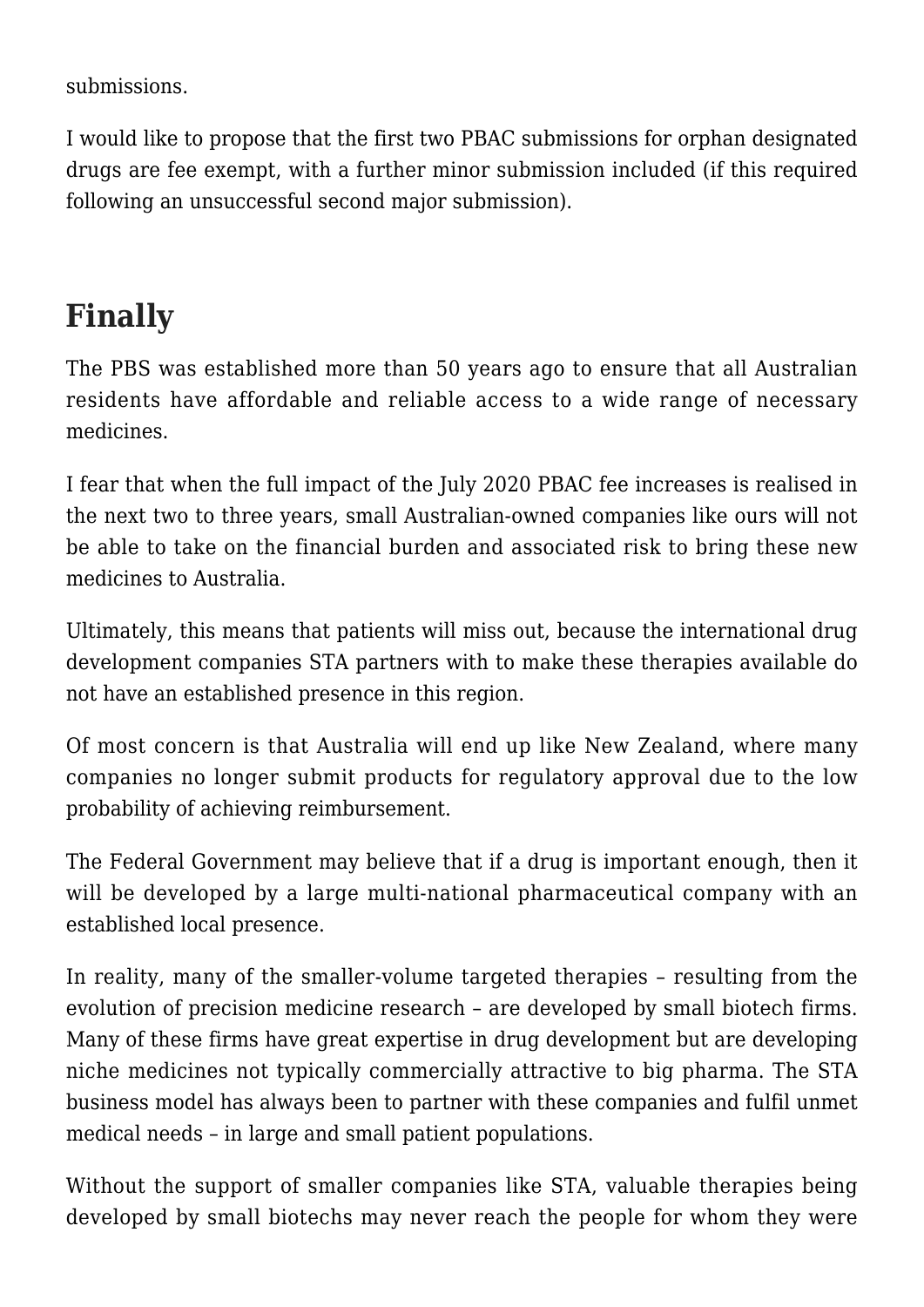submissions.

I would like to propose that the first two PBAC submissions for orphan designated drugs are fee exempt, with a further minor submission included (if this required following an unsuccessful second major submission).

## Finally

The PBS was established more than 50 years ago to ensure that all Australian residents have affordable and reliable access to a wide range of necessary medicines.

I fear that when the full impact of the July 2020 PBAC fee increases is realised in the next two to three years, small Australian-owned companies like ours will not be able to take on the financial burden and associated risk to bring these new medicines to Australia.

Ultimately, this means that patients will miss out, because the international drug development companies STA partners with to make these therapies available do not have an established presence in this region.

Of most concern is that Australia will end up like New Zealand, where many companies no longer submit products for regulatory approval due to the low probability of achieving reimbursement.

The Federal Government may believe that if a drug is important enough, then it will be developed by a large multi-national pharmaceutical company with an established local presence.

In reality, many of the smaller-volume targeted therapies – resulting from the evolution of precision medicine research – are developed by small biotech firms. Many of these firms have great expertise in drug development but are developing niche medicines not typically commercially attractive to big pharma. The STA business model has always been to partner with these companies and fulfil unmet medical needs – in large and small patient populations.

Without the support of smaller companies like STA, valuable therapies being developed by small biotechs may never reach the people for whom they were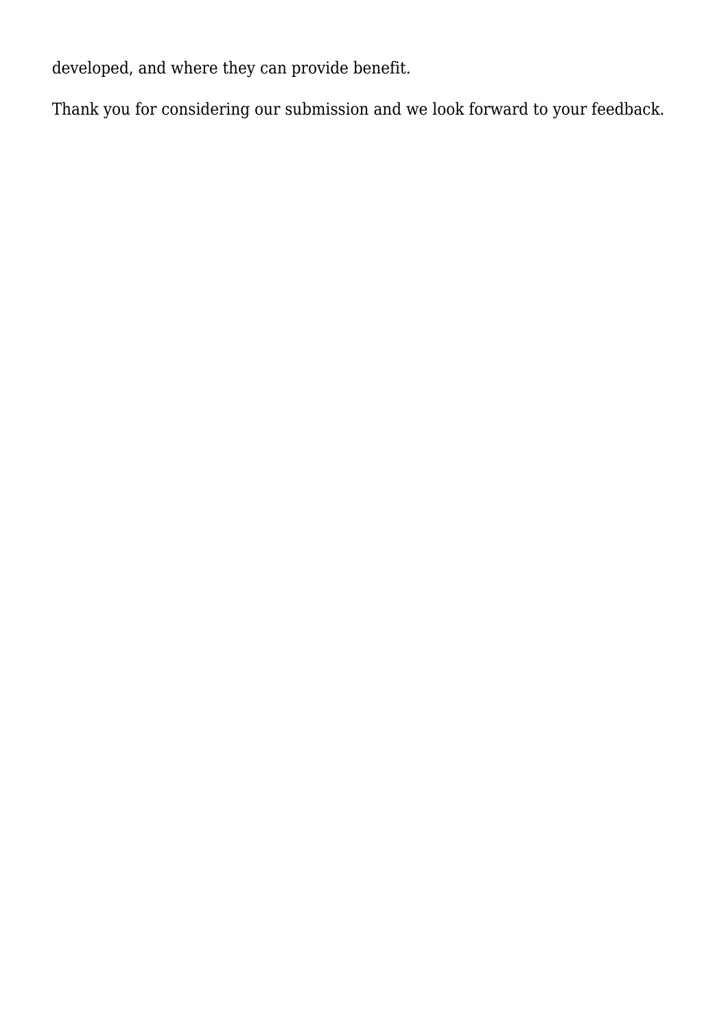developed, and where they can provide benefit.

Thank you for considering our submission and we look forward to your feedback.